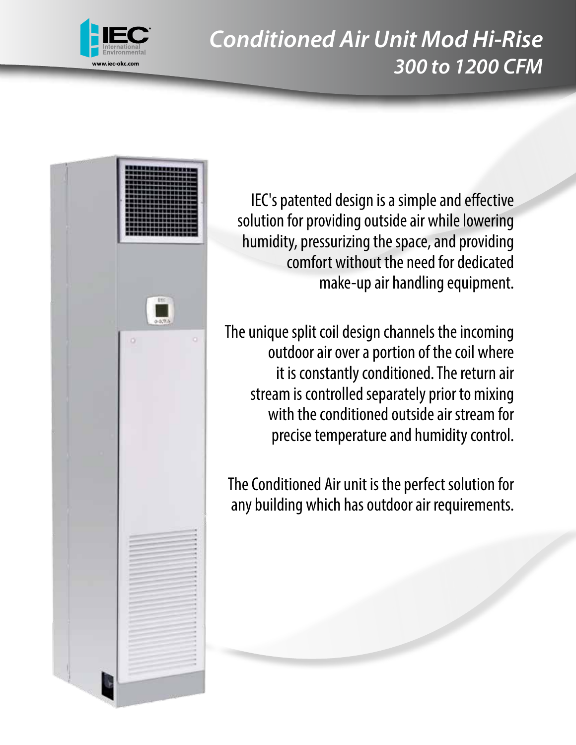# Conditioned Air Unit Mod Hi-Rise

## 300 to 1200 CFM

IEC's patented design is a simple and effective solution for providing outside air while lowering humidity, pressurizing the space, and providing comfort without the need for dedicated make-up air handling equipment.

The unique split coil design channels the incoming outdoor air over a portion of the coil where it is constantly conditioned. The return air stream is controlled separately prior to mixing with the conditioned outside air stream for precise temperature and humidity control.

The Conditioned Air unit is the perfect solution for any building which has outdoor air requirements.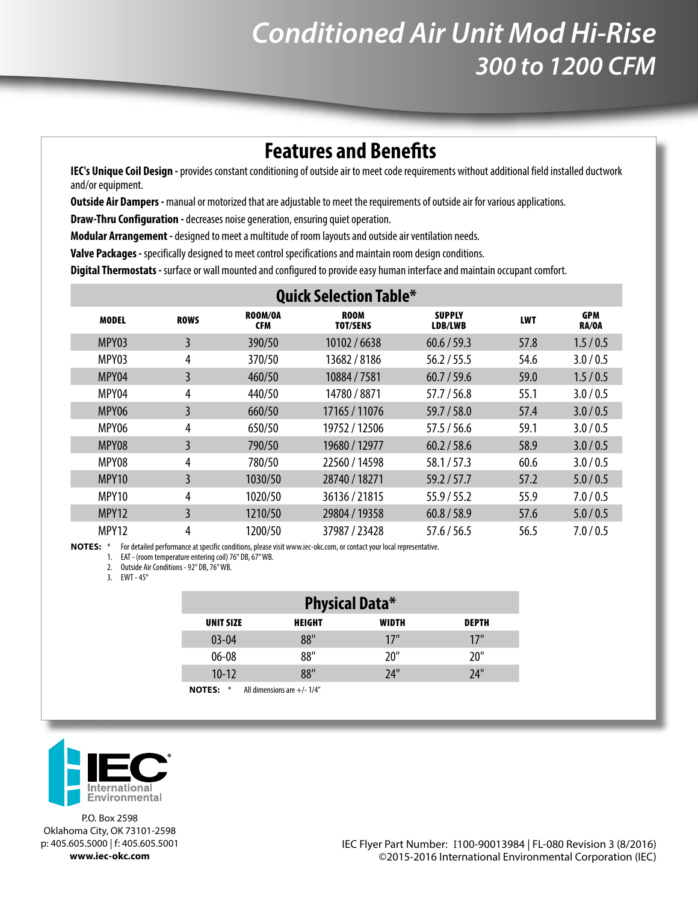# Conditioned Air Unit Mod Hi-Rise
## 300 to 1200 CFM

## Features and Benefits

**IEC's Unique Coil Design -** provides constant conditioning of outside air to meet code requirements without additional field installed ductwork and/or equipment.

**Outside Air Dampers -** manual or motorized that are adjustable to meet the requirements of outside air for various applications.

**Draw-Thru Configuration -** decreases noise generation, ensuring quiet operation.

**Modular Arrangement -** designed to meet a multitude of room layouts and outside air ventilation needs.

**Valve Packages -** specifically designed to meet control specifications and maintain room design conditions.

**Digital Thermostats -** surface or wall mounted and configured to provide easy human interface and maintain occupant comfort.

### Quick Selection Table*

| MODEL | ROWS | ROOM/OA CFM | ROOM TOT/SENS | SUPPLY LDB/LWB | LWT | GPM RA/OA |
|---|---|---|---|---|---|---|
| MPY03 | 3 | 390/50 | 10102 / 6638 | 60.6 / 59.3 | 57.8 | 1.5 / 0.5 |
| MPY03 | 4 | 370/50 | 13682 / 8186 | 56.2 / 55.5 | 54.6 | 3.0 / 0.5 |
| MPY04 | 3 | 460/50 | 10884 / 7581 | 60.7 / 59.6 | 59.0 | 1.5 / 0.5 |
| MPY04 | 4 | 440/50 | 14780 / 8871 | 57.7 / 56.8 | 55.1 | 3.0 / 0.5 |
| MPY06 | 3 | 660/50 | 17165 / 11076 | 59.7 / 58.0 | 57.4 | 3.0 / 0.5 |
| MPY06 | 4 | 650/50 | 19752 / 12506 | 57.5 / 56.6 | 59.1 | 3.0 / 0.5 |
| MPY08 | 3 | 790/50 | 19680 / 12977 | 60.2 / 58.6 | 58.9 | 3.0 / 0.5 |
| MPY08 | 4 | 780/50 | 22560 / 14598 | 58.1 / 57.3 | 60.6 | 3.0 / 0.5 |
| MPY10 | 3 | 1030/50 | 28740 / 18271 | 59.2 / 57.7 | 57.2 | 5.0 / 0.5 |
| MPY10 | 4 | 1020/50 | 36136 / 21815 | 55.9 / 55.2 | 55.9 | 7.0 / 0.5 |
| MPY12 | 3 | 1210/50 | 29804 / 19358 | 60.8 / 58.9 | 57.6 | 5.0 / 0.5 |
| MPY12 | 4 | 1200/50 | 37987 / 23428 | 57.6 / 56.5 | 56.5 | 7.0 / 0.5 |

**NOTES:** * For detailed performance at specific conditions, please visit www.iec-okc.com, or contact your local representative.

1. EAT - (room temperature entering coil) 76° DB, 67° WB.
2. Outside Air Conditions - 92° DB, 76° WB.
3. EWT - 45°

### Physical Data*

| UNIT SIZE | HEIGHT | WIDTH | DEPTH |
|---|---|---|---|
| 03-04 | 88" | 17" | 17" |
| 06-08 | 88" | 20" | 20" |
| 10-12 | 88" | 24" | 24" |

**NOTES:** * All dimensions are +/- 1/4"

IEC International Environmental

P.O. Box 2598
Oklahoma City, OK 73101-2598
p: 405.605.5000 | f: 405.605.5001
**www.iec-okc.com**

IEC Flyer Part Number: I100-90013984 | FL-080 Revision 3 (8/2016)
©2015-2016 International Environmental Corporation (IEC)